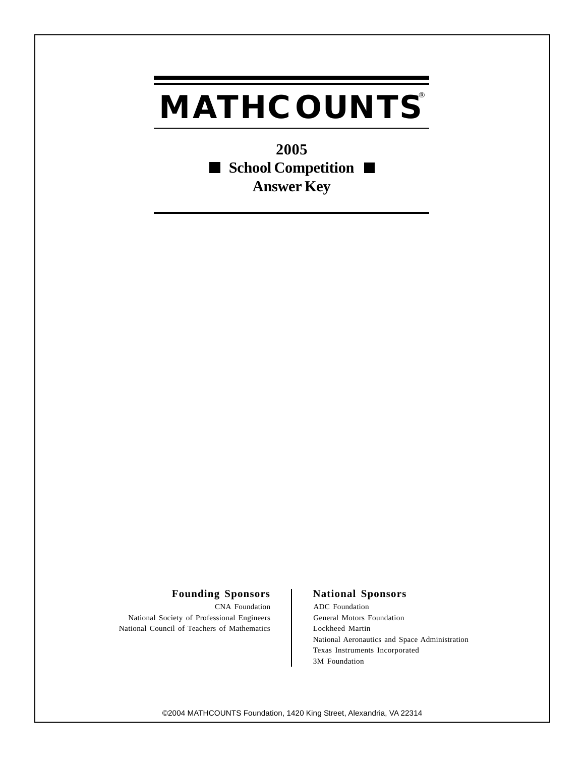# MATHCOUNTS®

## 2005

## School Competition

## Answer Key

**Founding Sponsors**

CNA Foundation
National Society of Professional Engineers
National Council of Teachers of Mathematics

**National Sponsors**

ADC Foundation
General Motors Foundation
Lockheed Martin
National Aeronautics and Space Administration
Texas Instruments Incorporated
3M Foundation

©2004 MATHCOUNTS Foundation, 1420 King Street, Alexandria, VA 22314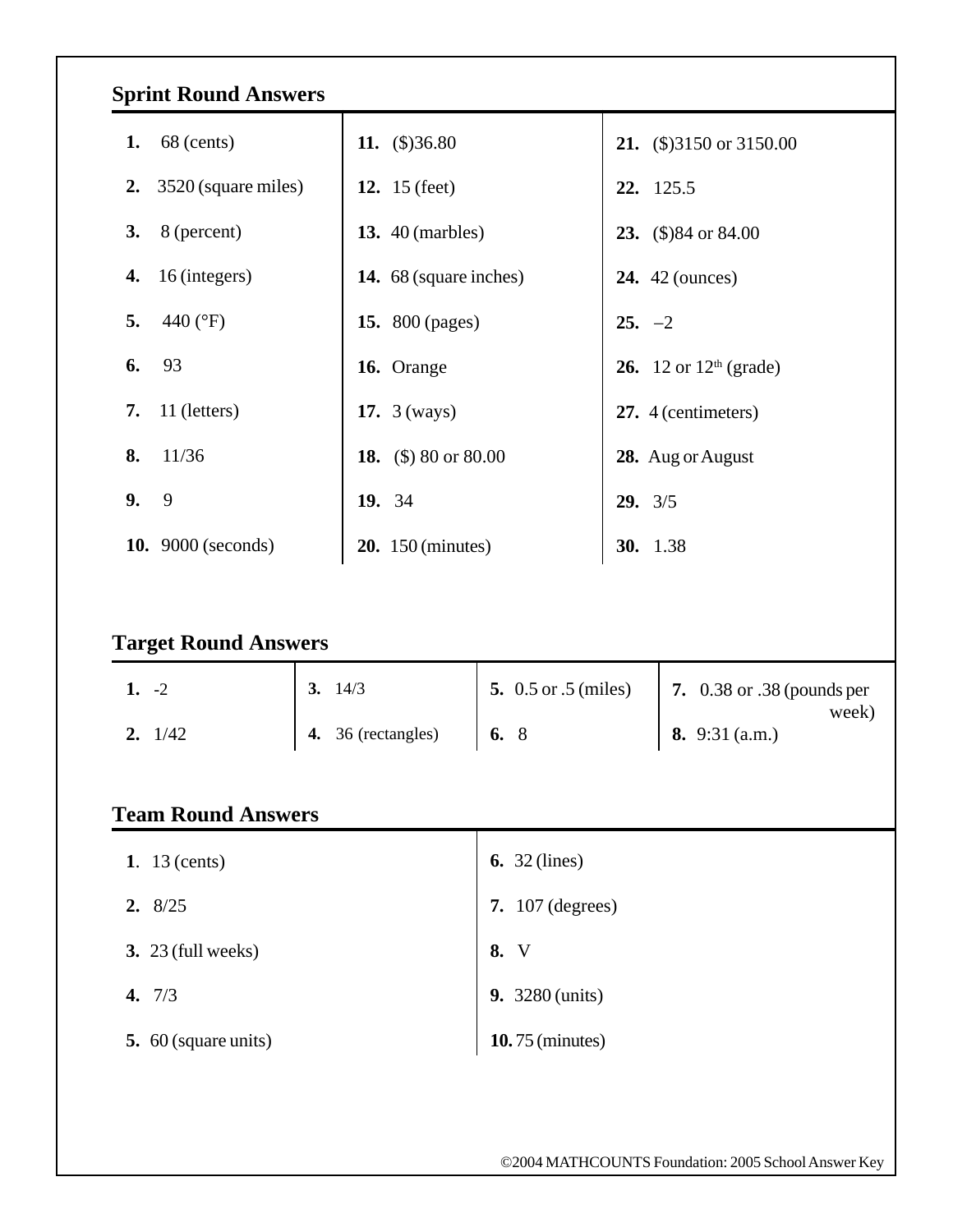## Sprint Round Answers

| | | |
|---|---|---|
| **1.** 68 (cents) | **11.** ($)36.80 | **21.** ($)3150 or 3150.00 |
| **2.** 3520 (square miles) | **12.** 15 (feet) | **22.** 125.5 |
| **3.** 8 (percent) | **13.** 40 (marbles) | **23.** ($)84 or 84.00 |
| **4.** 16 (integers) | **14.** 68 (square inches) | **24.** 42 (ounces) |
| **5.** 440 (°F) | **15.** 800 (pages) | **25.** –2 |
| **6.** 93 | **16.** Orange | **26.** 12 or 12th (grade) |
| **7.** 11 (letters) | **17.** 3 (ways) | **27.** 4 (centimeters) |
| **8.** 11/36 | **18.** ($) 80 or 80.00 | **28.** Aug or August |
| **9.** 9 | **19.** 34 | **29.** 3/5 |
| **10.** 9000 (seconds) | **20.** 150 (minutes) | **30.** 1.38 |

## Target Round Answers

| | | | |
|---|---|---|---|
| **1.** -2 | **3.** 14/3 | **5.** 0.5 or .5 (miles) | **7.** 0.38 or .38 (pounds per week) |
| **2.** 1/42 | **4.** 36 (rectangles) | **6.** 8 | **8.** 9:31 (a.m.) |

## Team Round Answers

| | |
|---|---|
| **1.** 13 (cents) | **6.** 32 (lines) |
| **2.** 8/25 | **7.** 107 (degrees) |
| **3.** 23 (full weeks) | **8.** V |
| **4.** 7/3 | **9.** 3280 (units) |
| **5.** 60 (square units) | **10.** 75 (minutes) |

©2004 MATHCOUNTS Foundation: 2005 School Answer Key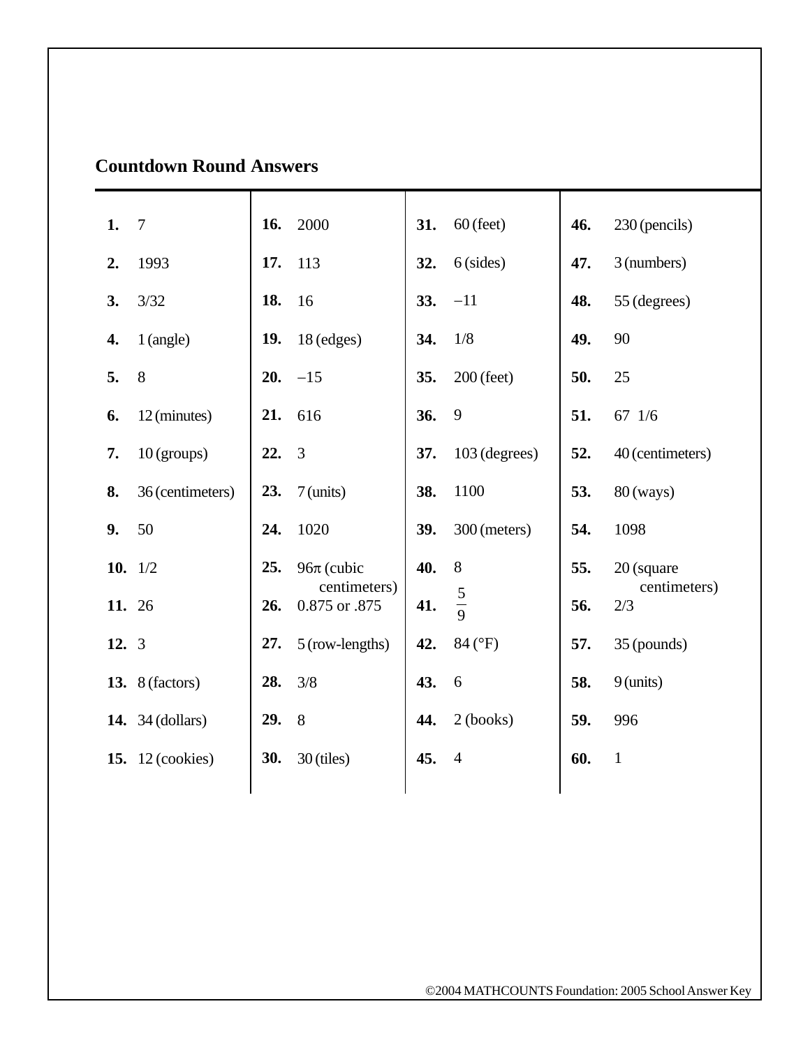## Countdown Round Answers

| | | | |
|---|---|---|---|
| **1.** 7 | **16.** 2000 | **31.** 60 (feet) | **46.** 230 (pencils) |
| **2.** 1993 | **17.** 113 | **32.** 6 (sides) | **47.** 3 (numbers) |
| **3.** 3/32 | **18.** 16 | **33.** −11 | **48.** 55 (degrees) |
| **4.** 1 (angle) | **19.** 18 (edges) | **34.** 1/8 | **49.** 90 |
| **5.** 8 | **20.** −15 | **35.** 200 (feet) | **50.** 25 |
| **6.** 12 (minutes) | **21.** 616 | **36.** 9 | **51.** 67 1/6 |
| **7.** 10 (groups) | **22.** 3 | **37.** 103 (degrees) | **52.** 40 (centimeters) |
| **8.** 36 (centimeters) | **23.** 7 (units) | **38.** 1100 | **53.** 80 (ways) |
| **9.** 50 | **24.** 1020 | **39.** 300 (meters) | **54.** 1098 |
| **10.** 1/2 | **25.** $96\pi$ (cubic centimeters) | **40.** 8 | **55.** 20 (square centimeters) |
| **11.** 26 | **26.** 0.875 or .875 | **41.** $\frac{5}{9}$ | **56.** 2/3 |
| **12.** 3 | **27.** 5 (row-lengths) | **42.** 84 (°F) | **57.** 35 (pounds) |
| **13.** 8 (factors) | **28.** 3/8 | **43.** 6 | **58.** 9 (units) |
| **14.** 34 (dollars) | **29.** 8 | **44.** 2 (books) | **59.** 996 |
| **15.** 12 (cookies) | **30.** 30 (tiles) | **45.** 4 | **60.** 1 |

©2004 MATHCOUNTS Foundation: 2005 School Answer Key